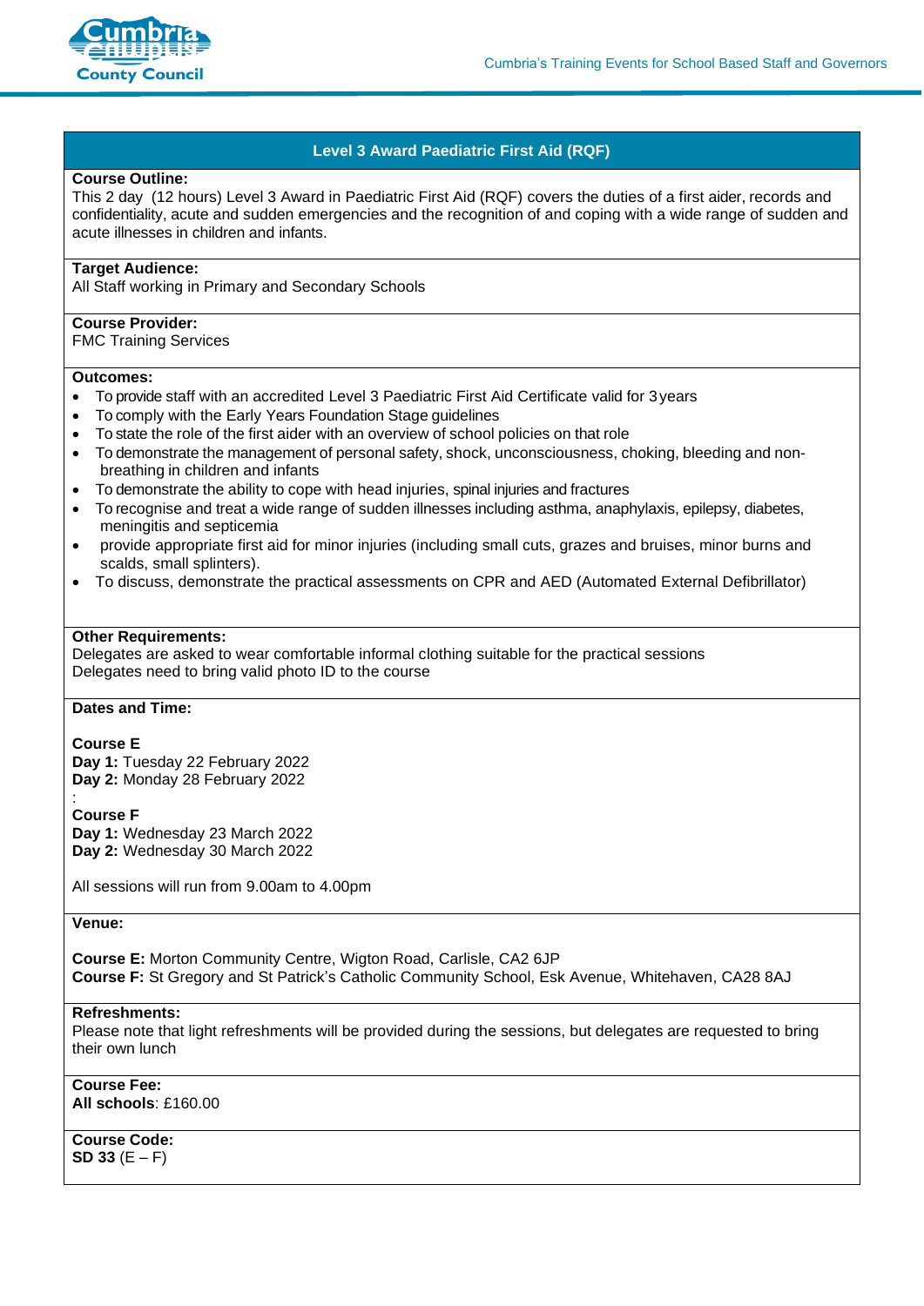# Level 3 Award Paediatric First Aid (RQF)

**Course Outline:**
This 2 day (12 hours) Level 3 Award in Paediatric First Aid (RQF) covers the duties of a first aider, records and confidentiality, acute and sudden emergencies and the recognition of and coping with a wide range of sudden and acute illnesses in children and infants.

**Target Audience:**
All Staff working in Primary and Secondary Schools

**Course Provider:**
FMC Training Services

**Outcomes:**

- To provide staff with an accredited Level 3 Paediatric First Aid Certificate valid for 3 years
- To comply with the Early Years Foundation Stage guidelines
- To state the role of the first aider with an overview of school policies on that role
- To demonstrate the management of personal safety, shock, unconsciousness, choking, bleeding and non-breathing in children and infants
- To demonstrate the ability to cope with head injuries, spinal injuries and fractures
- To recognise and treat a wide range of sudden illnesses including asthma, anaphylaxis, epilepsy, diabetes, meningitis and septicemia
- provide appropriate first aid for minor injuries (including small cuts, grazes and bruises, minor burns and scalds, small splinters).
- To discuss, demonstrate the practical assessments on CPR and AED (Automated External Defibrillator)

**Other Requirements:**
Delegates are asked to wear comfortable informal clothing suitable for the practical sessions
Delegates need to bring valid photo ID to the course

**Dates and Time:**

**Course E**
**Day 1:** Tuesday 22 February 2022
**Day 2:** Monday 28 February 2022

**Course F**
**Day 1:** Wednesday 23 March 2022
**Day 2:** Wednesday 30 March 2022

All sessions will run from 9.00am to 4.00pm

**Venue:**

**Course E:** Morton Community Centre, Wigton Road, Carlisle, CA2 6JP
**Course F:** St Gregory and St Patrick's Catholic Community School, Esk Avenue, Whitehaven, CA28 8AJ

**Refreshments:**
Please note that light refreshments will be provided during the sessions, but delegates are requested to bring their own lunch

**Course Fee:**
**All schools**: £160.00

**Course Code:**
**SD 33** (E – F)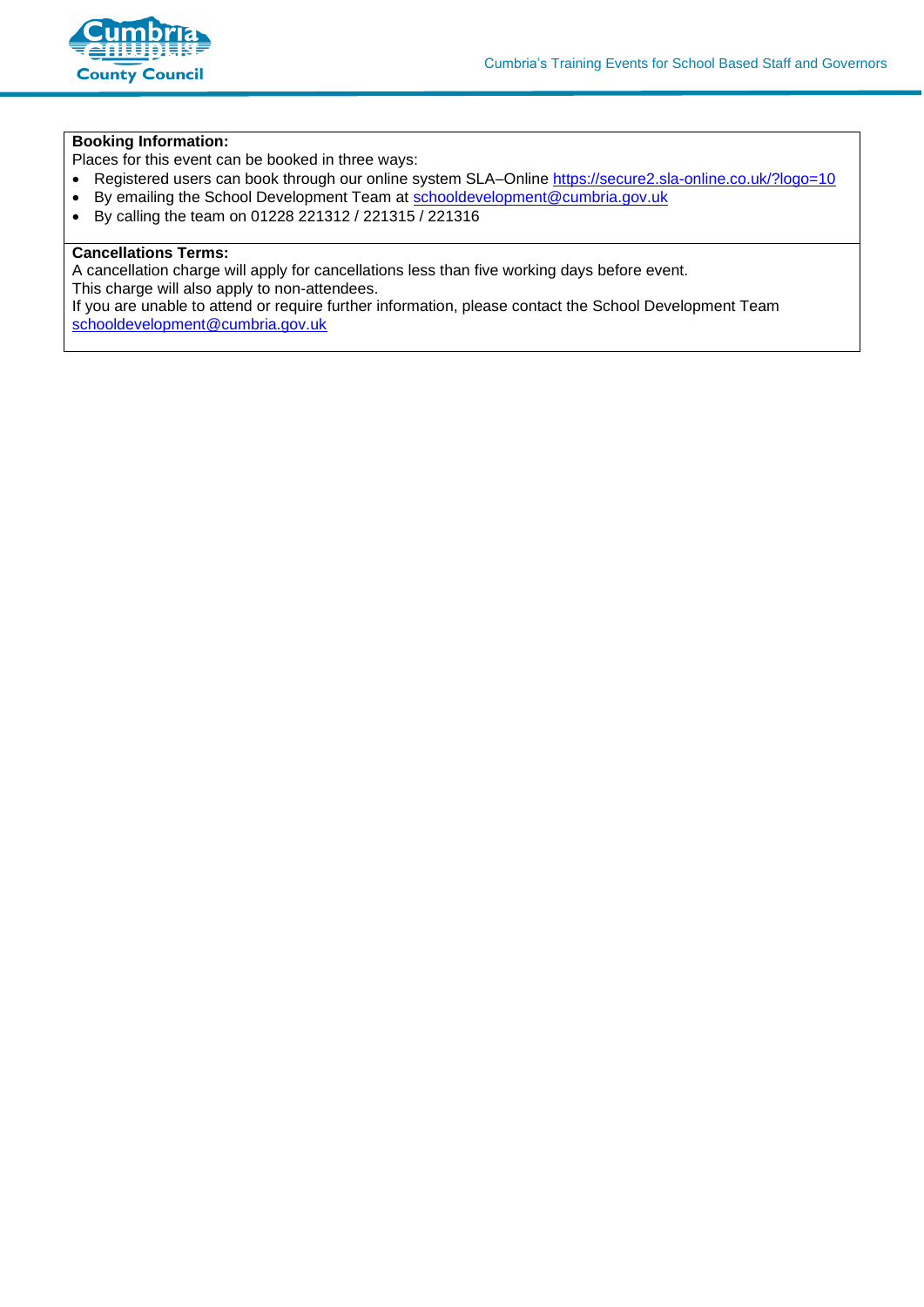**Booking Information:**
Places for this event can be booked in three ways:

- Registered users can book through our online system SLA–Online https://secure2.sla-online.co.uk/?logo=10
- By emailing the School Development Team at schooldevelopment@cumbria.gov.uk
- By calling the team on 01228 221312 / 221315 / 221316

**Cancellations Terms:**
A cancellation charge will apply for cancellations less than five working days before event.
This charge will also apply to non-attendees.
If you are unable to attend or require further information, please contact the School Development Team schooldevelopment@cumbria.gov.uk